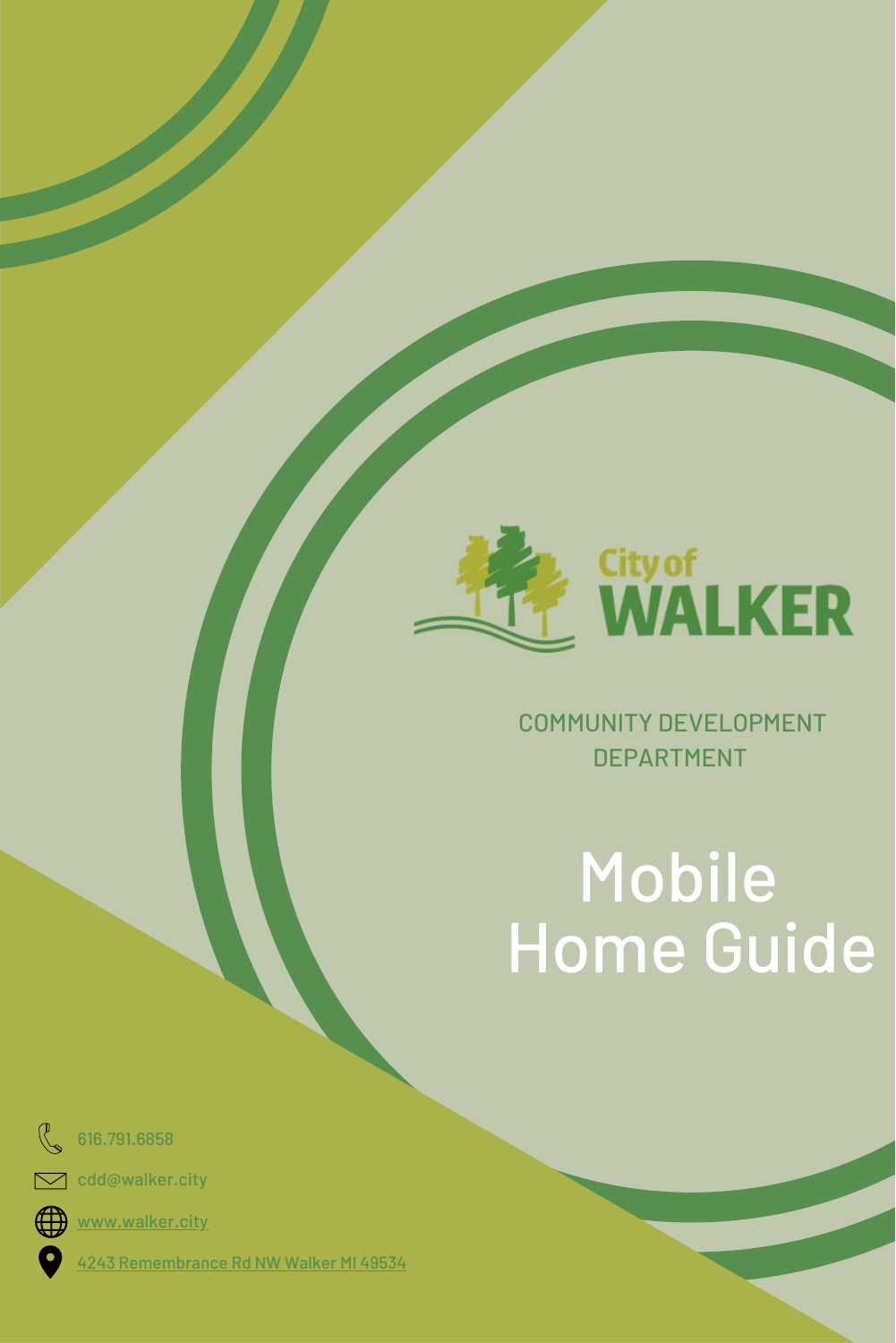City of WALKER

COMMUNITY DEVELOPMENT DEPARTMENT

# Mobile Home Guide

616.791.6858

cdd@walker.city

www.walker.city

4243 Remembrance Rd NW Walker MI 49534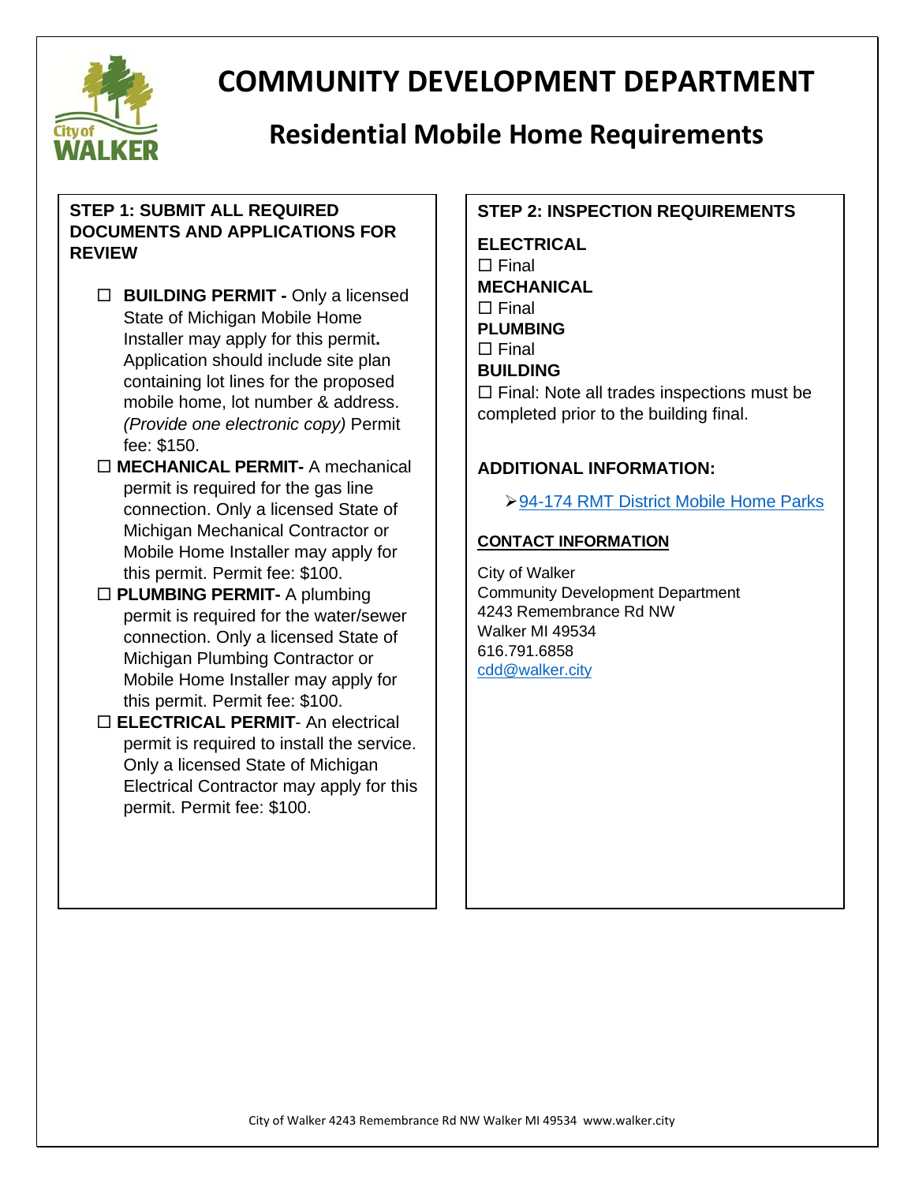# COMMUNITY DEVELOPMENT DEPARTMENT

## Residential Mobile Home Requirements

**STEP 1: SUBMIT ALL REQUIRED DOCUMENTS AND APPLICATIONS FOR REVIEW**

- ☐ **BUILDING PERMIT -** Only a licensed State of Michigan Mobile Home Installer may apply for this permit**.** Application should include site plan containing lot lines for the proposed mobile home, lot number & address. *(Provide one electronic copy)* Permit fee: $150.
- ☐ **MECHANICAL PERMIT-** A mechanical permit is required for the gas line connection. Only a licensed State of Michigan Mechanical Contractor or Mobile Home Installer may apply for this permit. Permit fee: $100.
- ☐ **PLUMBING PERMIT-** A plumbing permit is required for the water/sewer connection. Only a licensed State of Michigan Plumbing Contractor or Mobile Home Installer may apply for this permit. Permit fee: $100.
- ☐ **ELECTRICAL PERMIT**- An electrical permit is required to install the service. Only a licensed State of Michigan Electrical Contractor may apply for this permit. Permit fee: $100.

**STEP 2: INSPECTION REQUIREMENTS**

**ELECTRICAL**
☐ Final
**MECHANICAL**
☐ Final
**PLUMBING**
☐ Final
**BUILDING**
☐ Final: Note all trades inspections must be completed prior to the building final.

**ADDITIONAL INFORMATION:**

- 94-174 RMT District Mobile Home Parks

**CONTACT INFORMATION**

City of Walker
Community Development Department
4243 Remembrance Rd NW
Walker MI 49534
616.791.6858
cdd@walker.city